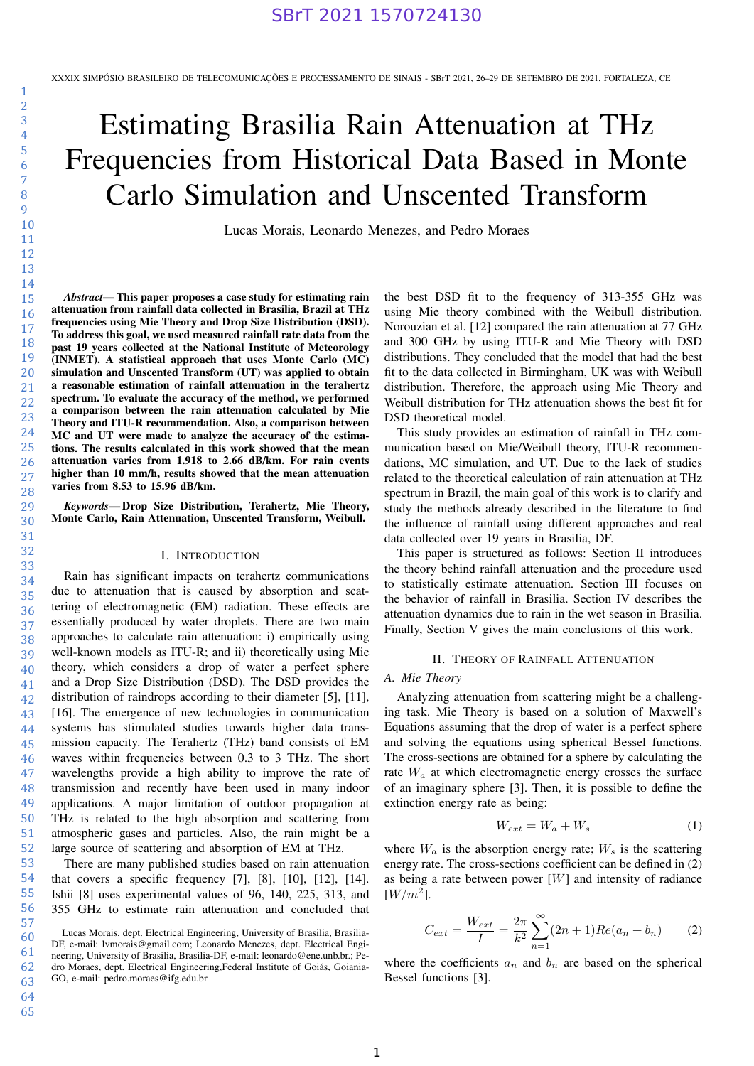# Estimating Brasilia Rain Attenuation at THz Frequencies from Historical Data Based in Monte Carlo Simulation and Unscented Transform

Lucas Morais, Leonardo Menezes, and Pedro Moraes

***Abstract*— This paper proposes a case study for estimating rain attenuation from rainfall data collected in Brasilia, Brazil at THz frequencies using Mie Theory and Drop Size Distribution (DSD). To address this goal, we used measured rainfall rate data from the past 19 years collected at the National Institute of Meteorology (INMET). A statistical approach that uses Monte Carlo (MC) simulation and Unscented Transform (UT) was applied to obtain a reasonable estimation of rainfall attenuation in the terahertz spectrum. To evaluate the accuracy of the method, we performed a comparison between the rain attenuation calculated by Mie Theory and ITU-R recommendation. Also, a comparison between MC and UT were made to analyze the accuracy of the estimations. The results calculated in this work showed that the mean attenuation varies from 1.918 to 2.66 dB/km. For rain events higher than 10 mm/h, results showed that the mean attenuation varies from 8.53 to 15.96 dB/km.**

***Keywords*— Drop Size Distribution, Terahertz, Mie Theory, Monte Carlo, Rain Attenuation, Unscented Transform, Weibull.**

## I. Introduction

Rain has significant impacts on terahertz communications due to attenuation that is caused by absorption and scattering of electromagnetic (EM) radiation. These effects are essentially produced by water droplets. There are two main approaches to calculate rain attenuation: i) empirically using well-known models as ITU-R; and ii) theoretically using Mie theory, which considers a drop of water a perfect sphere and a Drop Size Distribution (DSD). The DSD provides the distribution of raindrops according to their diameter [5], [11], [16]. The emergence of new technologies in communication systems has stimulated studies towards higher data transmission capacity. The Terahertz (THz) band consists of EM waves within frequencies between 0.3 to 3 THz. The short wavelengths provide a high ability to improve the rate of transmission and recently have been used in many indoor applications. A major limitation of outdoor propagation at THz is related to the high absorption and scattering from atmospheric gases and particles. Also, the rain might be a large source of scattering and absorption of EM at THz.

There are many published studies based on rain attenuation that covers a specific frequency [7], [8], [10], [12], [14]. Ishii [8] uses experimental values of 96, 140, 225, 313, and 355 GHz to estimate rain attenuation and concluded that the best DSD fit to the frequency of 313-355 GHz was using Mie theory combined with the Weibull distribution. Norouzian et al. [12] compared the rain attenuation at 77 GHz and 300 GHz by using ITU-R and Mie Theory with DSD distributions. They concluded that the model that had the best fit to the data collected in Birmingham, UK was with Weibull distribution. Therefore, the approach using Mie Theory and Weibull distribution for THz attenuation shows the best fit for DSD theoretical model.

This study provides an estimation of rainfall in THz communication based on Mie/Weibull theory, ITU-R recommendations, MC simulation, and UT. Due to the lack of studies related to the theoretical calculation of rain attenuation at THz spectrum in Brazil, the main goal of this work is to clarify and study the methods already described in the literature to find the influence of rainfall using different approaches and real data collected over 19 years in Brasilia, DF.

This paper is structured as follows: Section II introduces the theory behind rainfall attenuation and the procedure used to statistically estimate attenuation. Section III focuses on the behavior of rainfall in Brasilia. Section IV describes the attenuation dynamics due to rain in the wet season in Brasilia. Finally, Section V gives the main conclusions of this work.

## II. Theory of Rainfall Attenuation

### A. Mie Theory

Analyzing attenuation from scattering might be a challenging task. Mie Theory is based on a solution of Maxwell's Equations assuming that the drop of water is a perfect sphere and solving the equations using spherical Bessel functions. The cross-sections are obtained for a sphere by calculating the rate $W_a$ at which electromagnetic energy crosses the surface of an imaginary sphere [3]. Then, it is possible to define the extinction energy rate as being:

$$W_{ext} = W_a + W_s \tag{1}$$

where $W_a$ is the absorption energy rate; $W_s$ is the scattering energy rate. The cross-sections coefficient can be defined in (2) as being a rate between power $[W]$ and intensity of radiance $[W/m^2]$.

$$C_{ext} = \frac{W_{ext}}{I} = \frac{2\pi}{k^2} \sum_{n=1}^{\infty} (2n+1) Re(a_n + b_n) \tag{2}$$

where the coefficients $a_n$ and $b_n$ are based on the spherical Bessel functions [3].

Lucas Morais, dept. Electrical Engineering, University of Brasilia, Brasilia-DF, e-mail: lvmorais@gmail.com; Leonardo Menezes, dept. Electrical Engineering, University of Brasilia, Brasilia-DF, e-mail: leonardo@ene.unb.br.; Pedro Moraes, dept. Electrical Engineering, Federal Institute of Goiás, Goiania-GO, e-mail: pedro.moraes@ifg.edu.br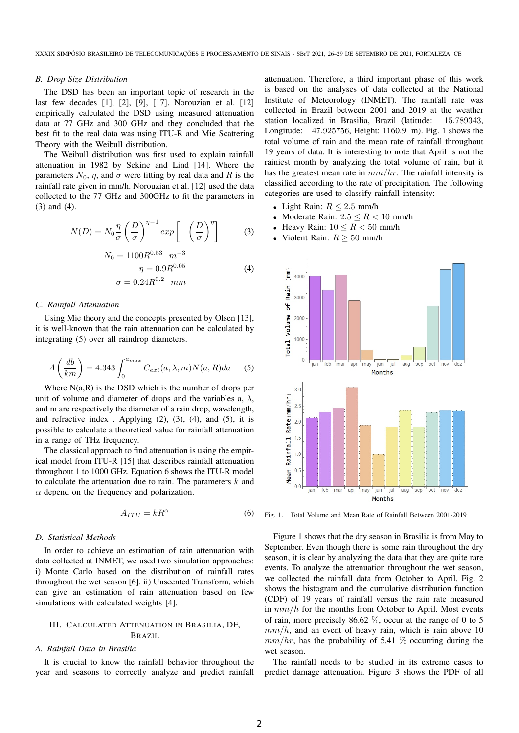### B. Drop Size Distribution

The DSD has been an important topic of research in the last few decades [1], [2], [9], [17]. Norouzian et al. [12] empirically calculated the DSD using measured attenuation data at 77 GHz and 300 GHz and they concluded that the best fit to the real data was using ITU-R and Mie Scattering Theory with the Weibull distribution.

The Weibull distribution was first used to explain rainfall attenuation in 1982 by Sekine and Lind [14]. Where the parameters $N_0$, $\eta$, and $\sigma$ were fitting by real data and $R$ is the rainfall rate given in mm/h. Norouzian et al. [12] used the data collected to the 77 GHz and 300GHz to fit the parameters in (3) and (4).

$$N(D) = N_0 \frac{\eta}{\sigma} \left(\frac{D}{\sigma}\right)^{\eta-1} exp\left[-\left(\frac{D}{\sigma}\right)^{\eta}\right] \tag{3}$$

$$\begin{aligned} N_0 &= 1100R^{0.53} \quad m^{-3} \\ \eta &= 0.9R^{0.05} \\ \sigma &= 0.24R^{0.2} \quad mm \end{aligned} \tag{4}$$

### C. Rainfall Attenuation

Using Mie theory and the concepts presented by Olsen [13], it is well-known that the rain attenuation can be calculated by integrating (5) over all raindrop diameters.

$$A\left(\frac{db}{km}\right) = 4.343 \int_0^{a_{max}} C_{ext}(a, \lambda, m) N(a, R) da \tag{5}$$

Where N(a,R) is the DSD which is the number of drops per unit of volume and diameter of drops and the variables a, $\lambda$, and m are respectively the diameter of a rain drop, wavelength, and refractive index . Applying (2), (3), (4), and (5), it is possible to calculate a theoretical value for rainfall attenuation in a range of THz frequency.

The classical approach to find attenuation is using the empirical model from ITU-R [15] that describes rainfall attenuation throughout 1 to 1000 GHz. Equation 6 shows the ITU-R model to calculate the attenuation due to rain. The parameters $k$ and $\alpha$ depend on the frequency and polarization.

$$A_{ITU} = kR^{\alpha} \tag{6}$$

### D. Statistical Methods

In order to achieve an estimation of rain attenuation with data collected at INMET, we used two simulation approaches: i) Monte Carlo based on the distribution of rainfall rates throughout the wet season [6]. ii) Unscented Transform, which can give an estimation of rain attenuation based on few simulations with calculated weights [4].

## III. Calculated Attenuation in Brasilia, DF, Brazil

### A. Rainfall Data in Brasilia

It is crucial to know the rainfall behavior throughout the year and seasons to correctly analyze and predict rainfall attenuation. Therefore, a third important phase of this work is based on the analyses of data collected at the National Institute of Meteorology (INMET). The rainfall rate was collected in Brazil between 2001 and 2019 at the weather station localized in Brasilia, Brazil (latitude: $-15.789343$, Longitude: $-47.925756$, Height: $1160.9$ m). Fig. 1 shows the total volume of rain and the mean rate of rainfall throughout 19 years of data. It is interesting to note that April is not the rainiest month by analyzing the total volume of rain, but it has the greatest mean rate in $mm/hr$. The rainfall intensity is classified according to the rate of precipitation. The following categories are used to classify rainfall intensity:

- Light Rain: $R \leq 2.5$ mm/h
- Moderate Rain: $2.5 \leq R < 10$ mm/h
- Heavy Rain: $10 \leq R < 50$ mm/h
- Violent Rain: $R \geq 50$ mm/h

Fig. 1. Total Volume and Mean Rate of Rainfall Between 2001-2019

Figure 1 shows that the dry season in Brasilia is from May to September. Even though there is some rain throughout the dry season, it is clear by analyzing the data that they are quite rare events. To analyze the attenuation throughout the wet season, we collected the rainfall data from October to April. Fig. 2 shows the histogram and the cumulative distribution function (CDF) of 19 years of rainfall versus the rain rate measured in $mm/h$ for the months from October to April. Most events of rain, more precisely 86.62 %, occur at the range of 0 to 5 $mm/h$, and an event of heavy rain, which is rain above 10 $mm/hr$, has the probability of 5.41 % occurring during the wet season.

The rainfall needs to be studied in its extreme cases to predict damage attenuation. Figure 3 shows the PDF of all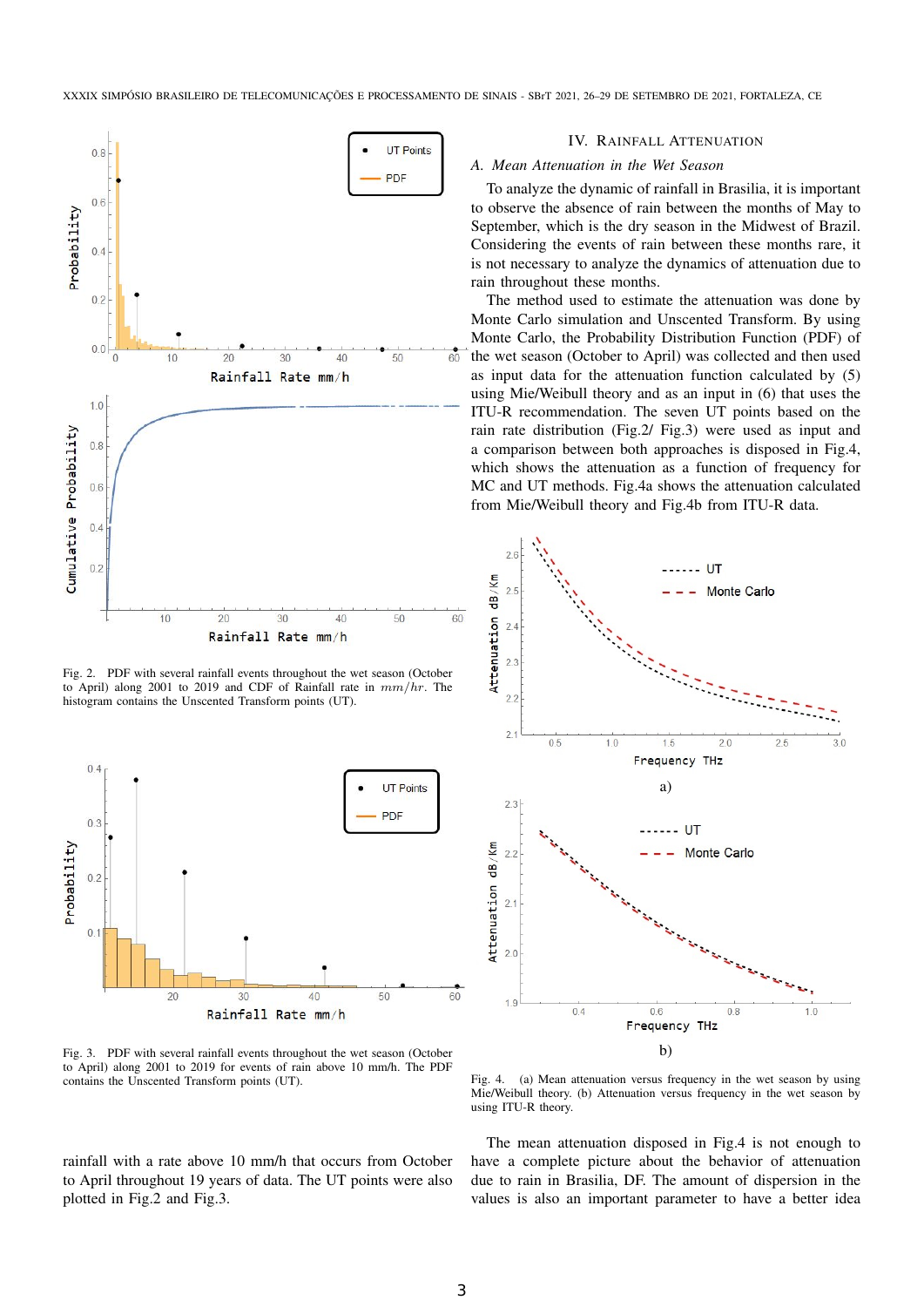## IV. Rainfall Attenuation

### A. Mean Attenuation in the Wet Season

To analyze the dynamic of rainfall in Brasilia, it is important to observe the absence of rain between the months of May to September, which is the dry season in the Midwest of Brazil. Considering the events of rain between these months rare, it is not necessary to analyze the dynamics of attenuation due to rain throughout these months.

The method used to estimate the attenuation was done by Monte Carlo simulation and Unscented Transform. By using Monte Carlo, the Probability Distribution Function (PDF) of the wet season (October to April) was collected and then used as input data for the attenuation function calculated by (5) using Mie/Weibull theory and as an input in (6) that uses the ITU-R recommendation. The seven UT points based on the rain rate distribution (Fig.2/ Fig.3) were used as input and a comparison between both approaches is disposed in Fig.4, which shows the attenuation as a function of frequency for MC and UT methods. Fig.4a shows the attenuation calculated from Mie/Weibull theory and Fig.4b from ITU-R data.

Fig. 2. PDF with several rainfall events throughout the wet season (October to April) along 2001 to 2019 and CDF of Rainfall rate in $mm/hr$. The histogram contains the Unscented Transform points (UT).

Fig. 3. PDF with several rainfall events throughout the wet season (October to April) along 2001 to 2019 for events of rain above 10 mm/h. The PDF contains the Unscented Transform points (UT).

Fig. 4. (a) Mean attenuation versus frequency in the wet season by using Mie/Weibull theory. (b) Attenuation versus frequency in the wet season by using ITU-R theory.

rainfall with a rate above 10 mm/h that occurs from October to April throughout 19 years of data. The UT points were also plotted in Fig.2 and Fig.3.

The mean attenuation disposed in Fig.4 is not enough to have a complete picture about the behavior of attenuation due to rain in Brasilia, DF. The amount of dispersion in the values is also an important parameter to have a better idea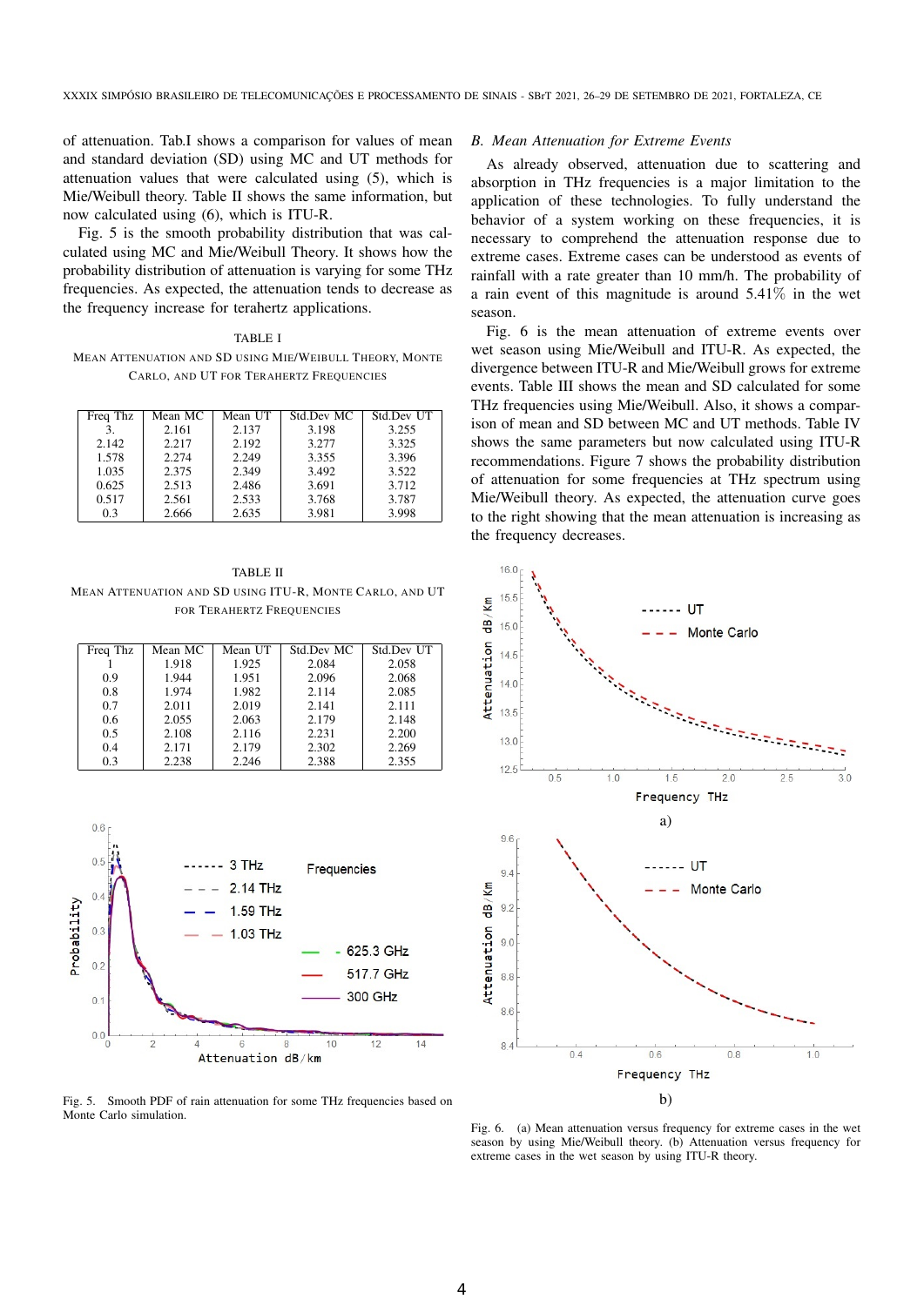of attenuation. Tab.I shows a comparison for values of mean and standard deviation (SD) using MC and UT methods for attenuation values that were calculated using (5), which is Mie/Weibull theory. Table II shows the same information, but now calculated using (6), which is ITU-R.

Fig. 5 is the smooth probability distribution that was calculated using MC and Mie/Weibull Theory. It shows how the probability distribution of attenuation is varying for some THz frequencies. As expected, the attenuation tends to decrease as the frequency increase for terahertz applications.

TABLE I
MEAN ATTENUATION AND SD USING MIE/WEIBULL THEORY, MONTE CARLO, AND UT FOR TERAHERTZ FREQUENCIES

| Freq Thz | Mean MC | Mean UT | Std.Dev MC | Std.Dev UT |
|---|---|---|---|---|
| 3. | 2.161 | 2.137 | 3.198 | 3.255 |
| 2.142 | 2.217 | 2.192 | 3.277 | 3.325 |
| 1.578 | 2.274 | 2.249 | 3.355 | 3.396 |
| 1.035 | 2.375 | 2.349 | 3.492 | 3.522 |
| 0.625 | 2.513 | 2.486 | 3.691 | 3.712 |
| 0.517 | 2.561 | 2.533 | 3.768 | 3.787 |
| 0.3 | 2.666 | 2.635 | 3.981 | 3.998 |

TABLE II
MEAN ATTENUATION AND SD USING ITU-R, MONTE CARLO, AND UT FOR TERAHERTZ FREQUENCIES

| Freq Thz | Mean MC | Mean UT | Std.Dev MC | Std.Dev UT |
|---|---|---|---|---|
| 1 | 1.918 | 1.925 | 2.084 | 2.058 |
| 0.9 | 1.944 | 1.951 | 2.096 | 2.068 |
| 0.8 | 1.974 | 1.982 | 2.114 | 2.085 |
| 0.7 | 2.011 | 2.019 | 2.141 | 2.111 |
| 0.6 | 2.055 | 2.063 | 2.179 | 2.148 |
| 0.5 | 2.108 | 2.116 | 2.231 | 2.200 |
| 0.4 | 2.171 | 2.179 | 2.302 | 2.269 |
| 0.3 | 2.238 | 2.246 | 2.388 | 2.355 |

Fig. 5. Smooth PDF of rain attenuation for some THz frequencies based on Monte Carlo simulation.

### B. Mean Attenuation for Extreme Events

As already observed, attenuation due to scattering and absorption in THz frequencies is a major limitation to the application of these technologies. To fully understand the behavior of a system working on these frequencies, it is necessary to comprehend the attenuation response due to extreme cases. Extreme cases can be understood as events of rainfall with a rate greater than 10 mm/h. The probability of a rain event of this magnitude is around 5.41% in the wet season.

Fig. 6 is the mean attenuation of extreme events over wet season using Mie/Weibull and ITU-R. As expected, the divergence between ITU-R and Mie/Weibull grows for extreme events. Table III shows the mean and SD calculated for some THz frequencies using Mie/Weibull. Also, it shows a comparison of mean and SD between MC and UT methods. Table IV shows the same parameters but now calculated using ITU-R recommendations. Figure 7 shows the probability distribution of attenuation for some frequencies at THz spectrum using Mie/Weibull theory. As expected, the attenuation curve goes to the right showing that the mean attenuation is increasing as the frequency decreases.

Fig. 6. (a) Mean attenuation versus frequency for extreme cases in the wet season by using Mie/Weibull theory. (b) Attenuation versus frequency for extreme cases in the wet season by using ITU-R theory.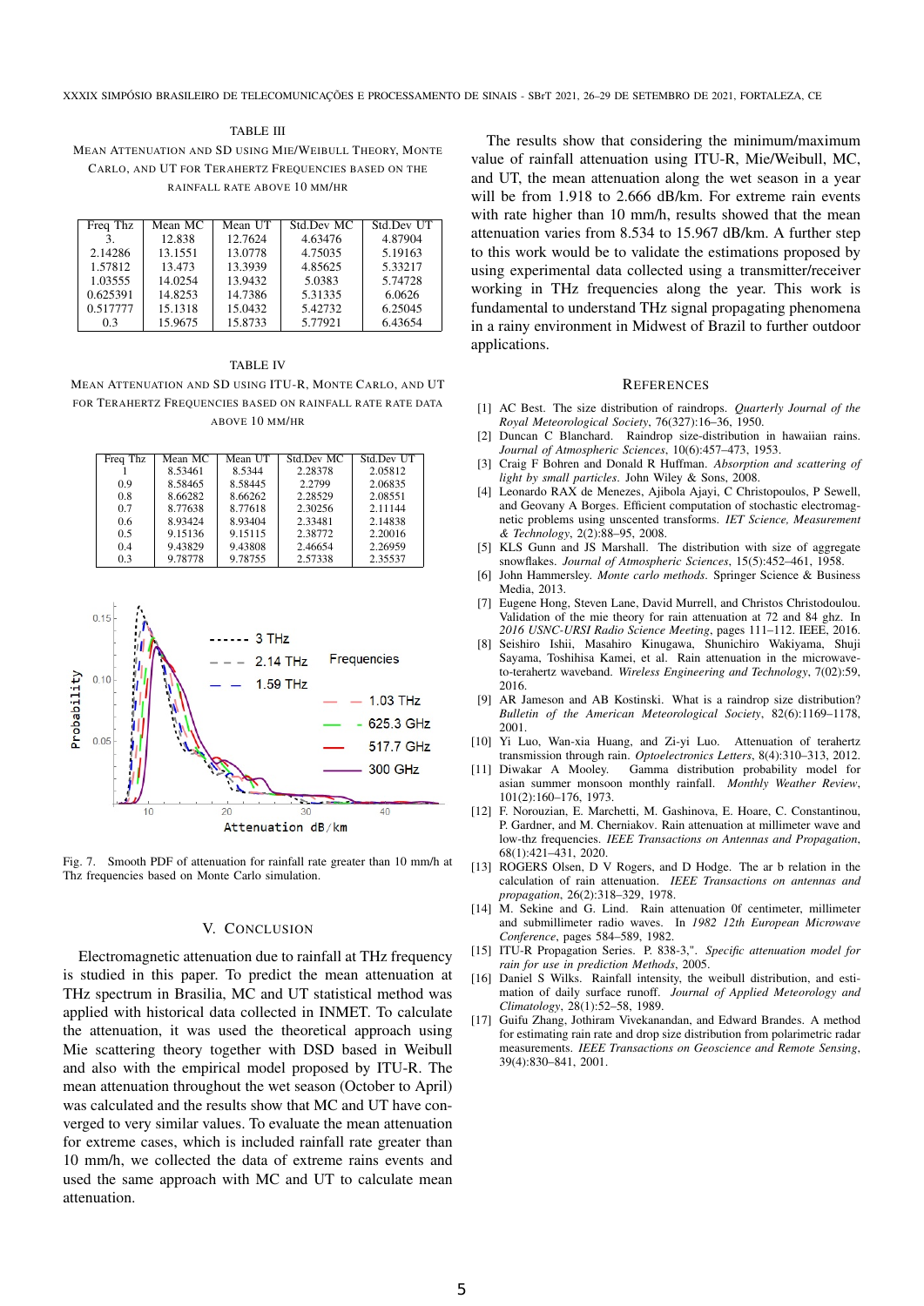TABLE III

MEAN ATTENUATION AND SD USING MIE/WEIBULL THEORY, MONTE CARLO, AND UT FOR TERAHERTZ FREQUENCIES BASED ON THE RAINFALL RATE ABOVE 10 MM/HR

| Freq Thz | Mean MC | Mean UT | Std.Dev MC | Std.Dev UT |
|---|---|---|---|---|
| 3. | 12.838 | 12.7624 | 4.63476 | 4.87904 |
| 2.14286 | 13.1551 | 13.0778 | 4.75035 | 5.19163 |
| 1.57812 | 13.473 | 13.3939 | 4.85625 | 5.33217 |
| 1.03555 | 14.0254 | 13.9432 | 5.0383 | 5.74728 |
| 0.625391 | 14.8253 | 14.7386 | 5.31335 | 6.0626 |
| 0.517777 | 15.1318 | 15.0432 | 5.42732 | 6.25045 |
| 0.3 | 15.9675 | 15.8733 | 5.77921 | 6.43654 |

TABLE IV

MEAN ATTENUATION AND SD USING ITU-R, MONTE CARLO, AND UT FOR TERAHERTZ FREQUENCIES BASED ON RAINFALL RATE RATE DATA ABOVE 10 MM/HR

| Freq Thz | Mean MC | Mean UT | Std.Dev MC | Std.Dev UT |
|---|---|---|---|---|
| 1 | 8.53461 | 8.5344 | 2.28378 | 2.05812 |
| 0.9 | 8.58465 | 8.58445 | 2.2799 | 2.06835 |
| 0.8 | 8.66282 | 8.66262 | 2.28529 | 2.08551 |
| 0.7 | 8.77638 | 8.77618 | 2.30256 | 2.11144 |
| 0.6 | 8.93424 | 8.93404 | 2.33481 | 2.14838 |
| 0.5 | 9.15136 | 9.15115 | 2.38772 | 2.20016 |
| 0.4 | 9.43829 | 9.43808 | 2.46654 | 2.26959 |
| 0.3 | 9.78778 | 9.78755 | 2.57338 | 2.35537 |

Probability
0.15
0.10
0.05
10
20
30
40
Attenuation dB/km
3 THz
2.14 THz
1.59 THz
Frequencies
1.03 THz
625.3 GHz
517.7 GHz
300 GHz

Fig. 7. Smooth PDF of attenuation for rainfall rate greater than 10 mm/h at Thz frequencies based on Monte Carlo simulation.

## V. CONCLUSION

Electromagnetic attenuation due to rainfall at THz frequency is studied in this paper. To predict the mean attenuation at THz spectrum in Brasilia, MC and UT statistical method was applied with historical data collected in INMET. To calculate the attenuation, it was used the theoretical approach using Mie scattering theory together with DSD based in Weibull and also with the empirical model proposed by ITU-R. The mean attenuation throughout the wet season (October to April) was calculated and the results show that MC and UT have converged to very similar values. To evaluate the mean attenuation for extreme cases, which is included rainfall rate greater than 10 mm/h, we collected the data of extreme rains events and used the same approach with MC and UT to calculate mean attenuation.

The results show that considering the minimum/maximum value of rainfall attenuation using ITU-R, Mie/Weibull, MC, and UT, the mean attenuation along the wet season in a year will be from 1.918 to 2.666 dB/km. For extreme rain events with rate higher than 10 mm/h, results showed that the mean attenuation varies from 8.534 to 15.967 dB/km. A further step to this work would be to validate the estimations proposed by using experimental data collected using a transmitter/receiver working in THz frequencies along the year. This work is fundamental to understand THz signal propagating phenomena in a rainy environment in Midwest of Brazil to further outdoor applications.

## REFERENCES

[1] AC Best. The size distribution of raindrops. *Quarterly Journal of the Royal Meteorological Society*, 76(327):16–36, 1950.

[2] Duncan C Blanchard. Raindrop size-distribution in hawaiian rains. *Journal of Atmospheric Sciences*, 10(6):457–473, 1953.

[3] Craig F Bohren and Donald R Huffman. *Absorption and scattering of light by small particles*. John Wiley & Sons, 2008.

[4] Leonardo RAX de Menezes, Ajibola Ajayi, C Christopoulos, P Sewell, and Geovany A Borges. Efficient computation of stochastic electromagnetic problems using unscented transforms. *IET Science, Measurement & Technology*, 2(2):88–95, 2008.

[5] KLS Gunn and JS Marshall. The distribution with size of aggregate snowflakes. *Journal of Atmospheric Sciences*, 15(5):452–461, 1958.

[6] John Hammersley. *Monte carlo methods*. Springer Science & Business Media, 2013.

[7] Eugene Hong, Steven Lane, David Murrell, and Christos Christodoulou. Validation of the mie theory for rain attenuation at 72 and 84 ghz. In *2016 USNC-URSI Radio Science Meeting*, pages 111–112. IEEE, 2016.

[8] Seishiro Ishii, Masahiro Kinugawa, Shunichiro Wakiyama, Shuji Sayama, Toshihisa Kamei, et al. Rain attenuation in the microwave-to-terahertz waveband. *Wireless Engineering and Technology*, 7(02):59, 2016.

[9] AR Jameson and AB Kostinski. What is a raindrop size distribution? *Bulletin of the American Meteorological Society*, 82(6):1169–1178, 2001.

[10] Yi Luo, Wan-xia Huang, and Zi-yi Luo. Attenuation of terahertz transmission through rain. *Optoelectronics Letters*, 8(4):310–313, 2012.

[11] Diwakar A Mooley. Gamma distribution probability model for asian summer monsoon monthly rainfall. *Monthly Weather Review*, 101(2):160–176, 1973.

[12] F. Norouzian, E. Marchetti, M. Gashinova, E. Hoare, C. Constantinou, P. Gardner, and M. Cherniakov. Rain attenuation at millimeter wave and low-thz frequencies. *IEEE Transactions on Antennas and Propagation*, 68(1):421–431, 2020.

[13] ROGERS Olsen, D V Rogers, and D Hodge. The ar b relation in the calculation of rain attenuation. *IEEE Transactions on antennas and propagation*, 26(2):318–329, 1978.

[14] M. Sekine and G. Lind. Rain attenuation 0f centimeter, millimeter and submillimeter radio waves. In *1982 12th European Microwave Conference*, pages 584–589, 1982.

[15] ITU-R Propagation Series. P. 838-3,". *Specific attenuation model for rain for use in prediction Methods*, 2005.

[16] Daniel S Wilks. Rainfall intensity, the weibull distribution, and estimation of daily surface runoff. *Journal of Applied Meteorology and Climatology*, 28(1):52–58, 1989.

[17] Guifu Zhang, Jothiram Vivekanandan, and Edward Brandes. A method for estimating rain rate and drop size distribution from polarimetric radar measurements. *IEEE Transactions on Geoscience and Remote Sensing*, 39(4):830–841, 2001.